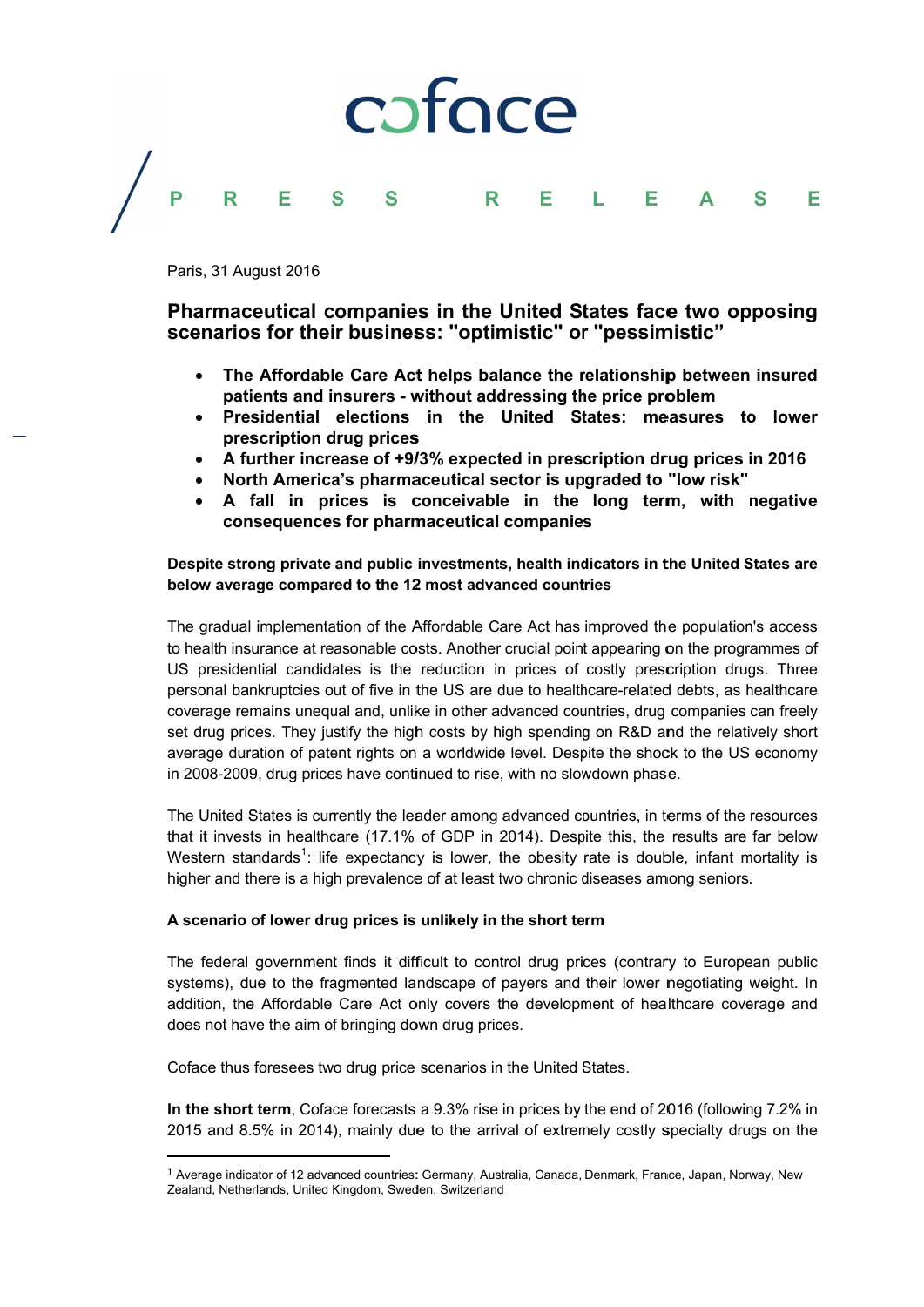coface

PRESS RELEASE

Paris, 31 August 2016

# Pharmaceutical companies in the United States face two opposing scenarios for their business: "optimistic" or "pessimistic"

- **The Affordable Care Act helps balance the relationship between insured patients and insurers - without addressing the price problem**
- **Presidential elections in the United States: measures to lower prescription drug prices**
- **A further increase of +9/3% expected in prescription drug prices in 2016**
- **North America's pharmaceutical sector is upgraded to "low risk"**
- **A fall in prices is conceivable in the long term, with negative consequences for pharmaceutical companies**

**Despite strong private and public investments, health indicators in the United States are below average compared to the 12 most advanced countries**

The gradual implementation of the Affordable Care Act has improved the population's access to health insurance at reasonable costs. Another crucial point appearing on the programmes of US presidential candidates is the reduction in prices of costly prescription drugs. Three personal bankruptcies out of five in the US are due to healthcare-related debts, as healthcare coverage remains unequal and, unlike in other advanced countries, drug companies can freely set drug prices. They justify the high costs by high spending on R&D and the relatively short average duration of patent rights on a worldwide level. Despite the shock to the US economy in 2008-2009, drug prices have continued to rise, with no slowdown phase.

The United States is currently the leader among advanced countries, in terms of the resources that it invests in healthcare (17.1% of GDP in 2014). Despite this, the results are far below Western standards[1]: life expectancy is lower, the obesity rate is double, infant mortality is higher and there is a high prevalence of at least two chronic diseases among seniors.

**A scenario of lower drug prices is unlikely in the short term**

The federal government finds it difficult to control drug prices (contrary to European public systems), due to the fragmented landscape of payers and their lower negotiating weight. In addition, the Affordable Care Act only covers the development of healthcare coverage and does not have the aim of bringing down drug prices.

Coface thus foresees two drug price scenarios in the United States.

**In the short term**, Coface forecasts a 9.3% rise in prices by the end of 2016 (following 7.2% in 2015 and 8.5% in 2014), mainly due to the arrival of extremely costly specialty drugs on the

---

[1] Average indicator of 12 advanced countries: Germany, Australia, Canada, Denmark, France, Japan, Norway, New Zealand, Netherlands, United Kingdom, Sweden, Switzerland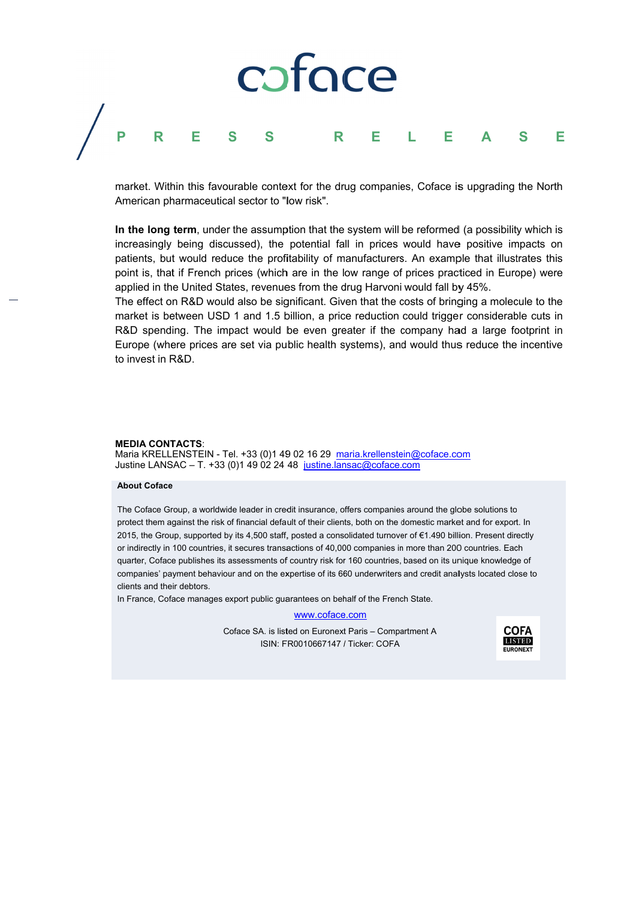market. Within this favourable context for the drug companies, Coface is upgrading the North American pharmaceutical sector to "low risk".

**In the long term**, under the assumption that the system will be reformed (a possibility which is increasingly being discussed), the potential fall in prices would have positive impacts on patients, but would reduce the profitability of manufacturers. An example that illustrates this point is, that if French prices (which are in the low range of prices practiced in Europe) were applied in the United States, revenues from the drug Harvoni would fall by 45%.
The effect on R&D would also be significant. Given that the costs of bringing a molecule to the market is between USD 1 and 1.5 billion, a price reduction could trigger considerable cuts in R&D spending. The impact would be even greater if the company had a large footprint in Europe (where prices are set via public health systems), and would thus reduce the incentive to invest in R&D.

**MEDIA CONTACTS**:
Maria KRELLENSTEIN - Tel. +33 (0)1 49 02 16 29 maria.krellenstein@coface.com
Justine LANSAC – T. +33 (0)1 49 02 24 48 justine.lansac@coface.com

**About Coface**

The Coface Group, a worldwide leader in credit insurance, offers companies around the globe solutions to protect them against the risk of financial default of their clients, both on the domestic market and for export. In 2015, the Group, supported by its 4,500 staff, posted a consolidated turnover of €1.490 billion. Present directly or indirectly in 100 countries, it secures transactions of 40,000 companies in more than 200 countries. Each quarter, Coface publishes its assessments of country risk for 160 countries, based on its unique knowledge of companies' payment behaviour and on the expertise of its 660 underwriters and credit analysts located close to clients and their debtors.
In France, Coface manages export public guarantees on behalf of the French State.

www.coface.com

Coface SA. is listed on Euronext Paris – Compartment A
ISIN: FR0010667147 / Ticker: COFA

COFA LISTED EURONEXT